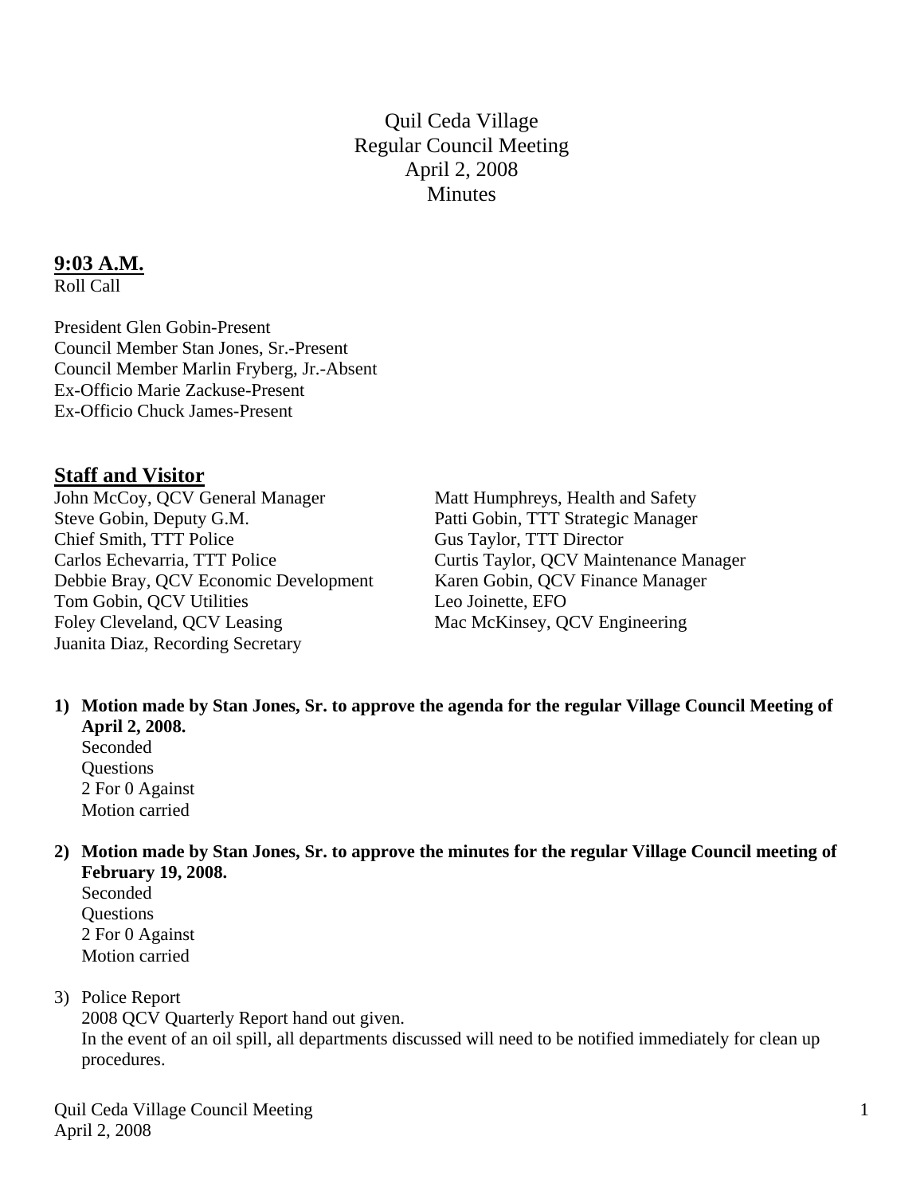# Quil Ceda Village
## Regular Council Meeting
## April 2, 2008
## Minutes

**9:03 A.M.**

Roll Call

President Glen Gobin-Present
Council Member Stan Jones, Sr.-Present
Council Member Marlin Fryberg, Jr.-Absent
Ex-Officio Marie Zackuse-Present
Ex-Officio Chuck James-Present

## Staff and Visitor

John McCoy, QCV General Manager
Steve Gobin, Deputy G.M.
Chief Smith, TTT Police
Carlos Echevarria, TTT Police
Debbie Bray, QCV Economic Development
Tom Gobin, QCV Utilities
Foley Cleveland, QCV Leasing
Juanita Diaz, Recording Secretary
Matt Humphreys, Health and Safety
Patti Gobin, TTT Strategic Manager
Gus Taylor, TTT Director
Curtis Taylor, QCV Maintenance Manager
Karen Gobin, QCV Finance Manager
Leo Joinette, EFO
Mac McKinsey, QCV Engineering

1) **Motion made by Stan Jones, Sr. to approve the agenda for the regular Village Council Meeting of April 2, 2008.**
   Seconded
   Questions
   2 For 0 Against
   Motion carried

2) **Motion made by Stan Jones, Sr. to approve the minutes for the regular Village Council meeting of February 19, 2008.**
   Seconded
   Questions
   2 For 0 Against
   Motion carried

3) Police Report
   2008 QCV Quarterly Report hand out given.
   In the event of an oil spill, all departments discussed will need to be notified immediately for clean up procedures.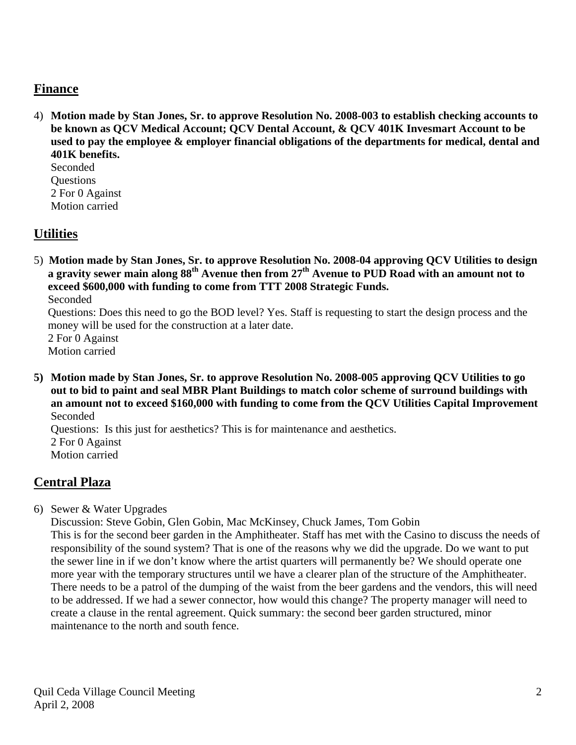## Finance

4) **Motion made by Stan Jones, Sr. to approve Resolution No. 2008-003 to establish checking accounts to be known as QCV Medical Account; QCV Dental Account, & QCV 401K Invesmart Account to be used to pay the employee & employer financial obligations of the departments for medical, dental and 401K benefits.**
   Seconded
   Questions
   2 For 0 Against
   Motion carried

## Utilities

5) **Motion made by Stan Jones, Sr. to approve Resolution No. 2008-04 approving QCV Utilities to design a gravity sewer main along 88th Avenue then from 27th Avenue to PUD Road with an amount not to exceed $600,000 with funding to come from TTT 2008 Strategic Funds.**
   Seconded
   Questions: Does this need to go the BOD level? Yes. Staff is requesting to start the design process and the money will be used for the construction at a later date.
   2 For 0 Against
   Motion carried

**5)** **Motion made by Stan Jones, Sr. to approve Resolution No. 2008-005 approving QCV Utilities to go out to bid to paint and seal MBR Plant Buildings to match color scheme of surround buildings with an amount not to exceed $160,000 with funding to come from the QCV Utilities Capital Improvement**
   Seconded
   Questions: Is this just for aesthetics? This is for maintenance and aesthetics.
   2 For 0 Against
   Motion carried

## Central Plaza

6) Sewer & Water Upgrades
   Discussion: Steve Gobin, Glen Gobin, Mac McKinsey, Chuck James, Tom Gobin
   This is for the second beer garden in the Amphitheater. Staff has met with the Casino to discuss the needs of responsibility of the sound system? That is one of the reasons why we did the upgrade. Do we want to put the sewer line in if we don't know where the artist quarters will permanently be? We should operate one more year with the temporary structures until we have a clearer plan of the structure of the Amphitheater. There needs to be a patrol of the dumping of the waist from the beer gardens and the vendors, this will need to be addressed. If we had a sewer connector, how would this change? The property manager will need to create a clause in the rental agreement. Quick summary: the second beer garden structured, minor maintenance to the north and south fence.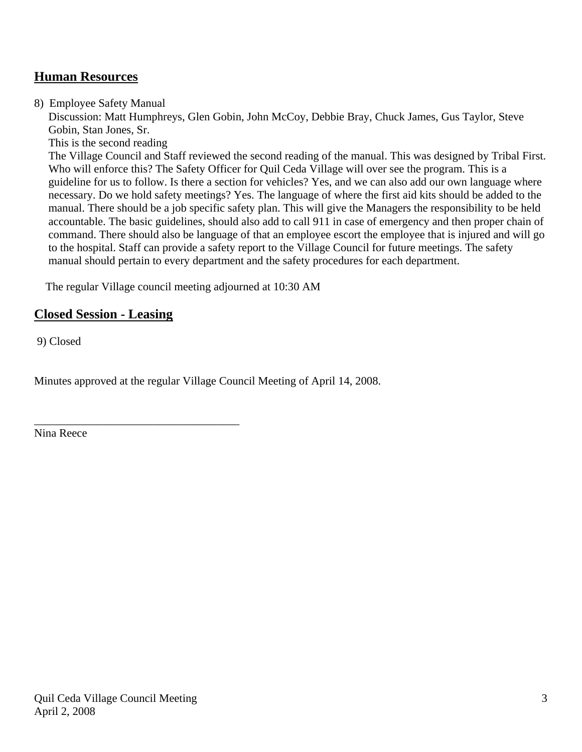## Human Resources

8) Employee Safety Manual

Discussion: Matt Humphreys, Glen Gobin, John McCoy, Debbie Bray, Chuck James, Gus Taylor, Steve Gobin, Stan Jones, Sr.

This is the second reading

The Village Council and Staff reviewed the second reading of the manual. This was designed by Tribal First. Who will enforce this? The Safety Officer for Quil Ceda Village will over see the program. This is a guideline for us to follow. Is there a section for vehicles? Yes, and we can also add our own language where necessary. Do we hold safety meetings? Yes. The language of where the first aid kits should be added to the manual. There should be a job specific safety plan. This will give the Managers the responsibility to be held accountable. The basic guidelines, should also add to call 911 in case of emergency and then proper chain of command. There should also be language of that an employee escort the employee that is injured and will go to the hospital. Staff can provide a safety report to the Village Council for future meetings. The safety manual should pertain to every department and the safety procedures for each department.

The regular Village council meeting adjourned at 10:30 AM

## Closed Session - Leasing

9) Closed

Minutes approved at the regular Village Council Meeting of April 14, 2008.

____________________________________

Nina Reece